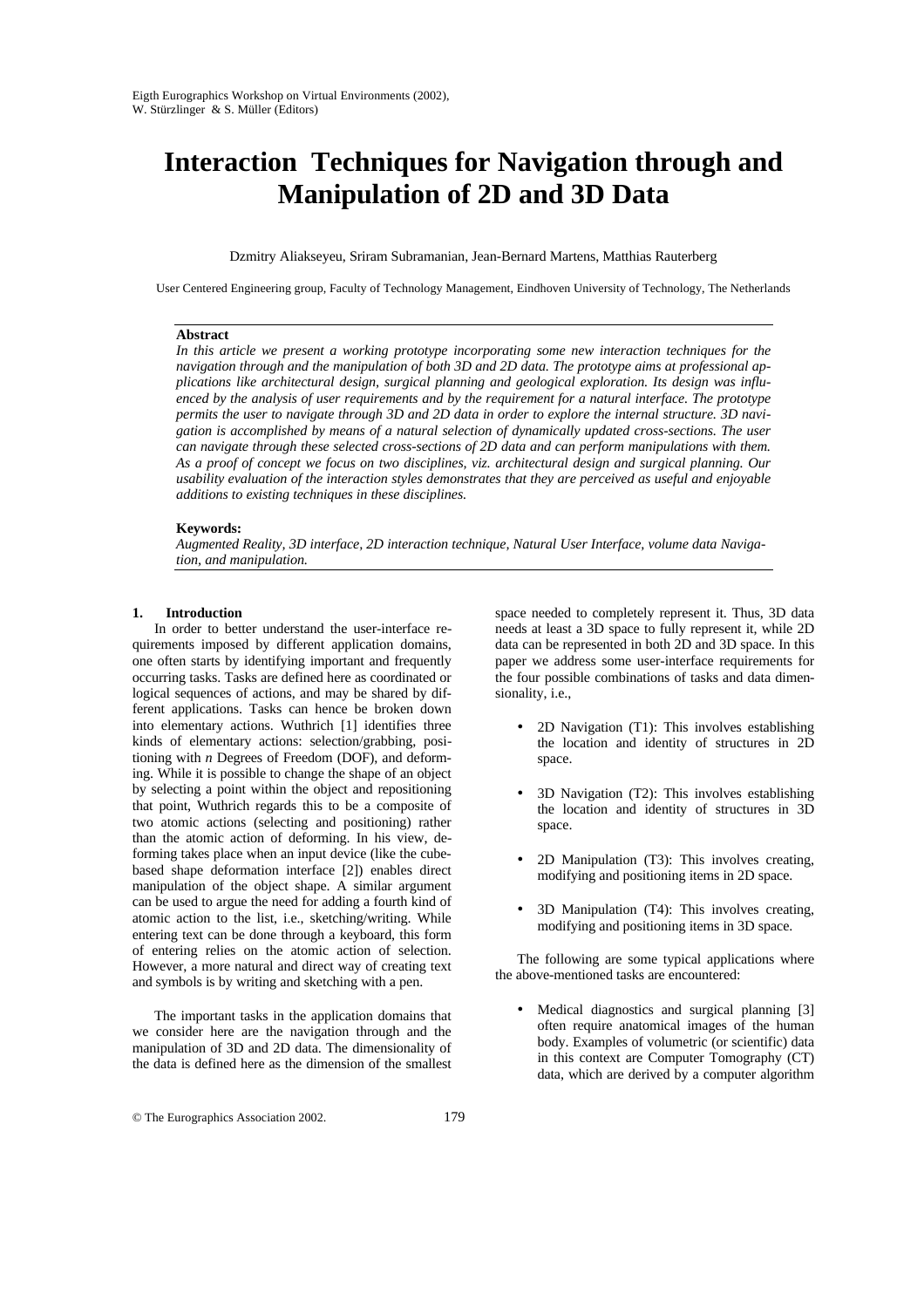# Interaction Techniques for Navigation through and Manipulation of 2D and 3D Data

Dzmitry Aliakseyeu, Sriram Subramanian, Jean-Bernard Martens, Matthias Rauterberg

User Centered Engineering group, Faculty of Technology Management, Eindhoven University of Technology, The Netherlands

**Abstract**

*In this article we present a working prototype incorporating some new interaction techniques for the navigation through and the manipulation of both 3D and 2D data. The prototype aims at professional applications like architectural design, surgical planning and geological exploration. Its design was influenced by the analysis of user requirements and by the requirement for a natural interface. The prototype permits the user to navigate through 3D and 2D data in order to explore the internal structure. 3D navigation is accomplished by means of a natural selection of dynamically updated cross-sections. The user can navigate through these selected cross-sections of 2D data and can perform manipulations with them. As a proof of concept we focus on two disciplines, viz. architectural design and surgical planning. Our usability evaluation of the interaction styles demonstrates that they are perceived as useful and enjoyable additions to existing techniques in these disciplines.*

**Keywords:**

*Augmented Reality, 3D interface, 2D interaction technique, Natural User Interface, volume data Navigation, and manipulation.*

## 1. Introduction

In order to better understand the user-interface requirements imposed by different application domains, one often starts by identifying important and frequently occurring tasks. Tasks are defined here as coordinated or logical sequences of actions, and may be shared by different applications. Tasks can hence be broken down into elementary actions. Wuthrich [1] identifies three kinds of elementary actions: selection/grabbing, positioning with *n* Degrees of Freedom (DOF), and deforming. While it is possible to change the shape of an object by selecting a point within the object and repositioning that point, Wuthrich regards this to be a composite of two atomic actions (selecting and positioning) rather than the atomic action of deforming. In his view, deforming takes place when an input device (like the cube-based shape deformation interface [2]) enables direct manipulation of the object shape. A similar argument can be used to argue the need for adding a fourth kind of atomic action to the list, i.e., sketching/writing. While entering text can be done through a keyboard, this form of entering relies on the atomic action of selection. However, a more natural and direct way of creating text and symbols is by writing and sketching with a pen.

The important tasks in the application domains that we consider here are the navigation through and the manipulation of 3D and 2D data. The dimensionality of the data is defined here as the dimension of the smallest space needed to completely represent it. Thus, 3D data needs at least a 3D space to fully represent it, while 2D data can be represented in both 2D and 3D space. In this paper we address some user-interface requirements for the four possible combinations of tasks and data dimensionality, i.e.,

- 2D Navigation (T1): This involves establishing the location and identity of structures in 2D space.
- 3D Navigation (T2): This involves establishing the location and identity of structures in 3D space.
- 2D Manipulation (T3): This involves creating, modifying and positioning items in 2D space.
- 3D Manipulation (T4): This involves creating, modifying and positioning items in 3D space.

The following are some typical applications where the above-mentioned tasks are encountered:

- Medical diagnostics and surgical planning [3] often require anatomical images of the human body. Examples of volumetric (or scientific) data in this context are Computer Tomography (CT) data, which are derived by a computer algorithm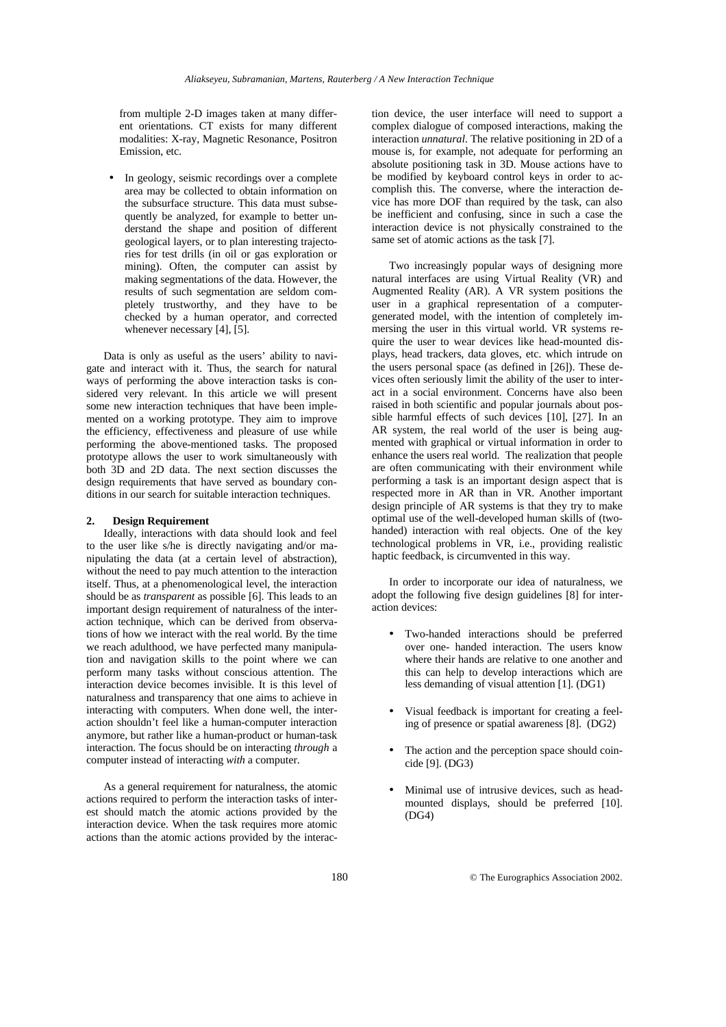from multiple 2-D images taken at many different orientations. CT exists for many different modalities: X-ray, Magnetic Resonance, Positron Emission, etc.

- In geology, seismic recordings over a complete area may be collected to obtain information on the subsurface structure. This data must subsequently be analyzed, for example to better understand the shape and position of different geological layers, or to plan interesting trajectories for test drills (in oil or gas exploration or mining). Often, the computer can assist by making segmentations of the data. However, the results of such segmentation are seldom completely trustworthy, and they have to be checked by a human operator, and corrected whenever necessary [4], [5].

Data is only as useful as the users' ability to navigate and interact with it. Thus, the search for natural ways of performing the above interaction tasks is considered very relevant. In this article we will present some new interaction techniques that have been implemented on a working prototype. They aim to improve the efficiency, effectiveness and pleasure of use while performing the above-mentioned tasks. The proposed prototype allows the user to work simultaneously with both 3D and 2D data. The next section discusses the design requirements that have served as boundary conditions in our search for suitable interaction techniques.

## 2. Design Requirement

Ideally, interactions with data should look and feel to the user like s/he is directly navigating and/or manipulating the data (at a certain level of abstraction), without the need to pay much attention to the interaction itself. Thus, at a phenomenological level, the interaction should be as *transparent* as possible [6]. This leads to an important design requirement of naturalness of the interaction technique, which can be derived from observations of how we interact with the real world. By the time we reach adulthood, we have perfected many manipulation and navigation skills to the point where we can perform many tasks without conscious attention. The interaction device becomes invisible. It is this level of naturalness and transparency that one aims to achieve in interacting with computers. When done well, the interaction shouldn't feel like a human-computer interaction anymore, but rather like a human-product or human-task interaction. The focus should be on interacting *through* a computer instead of interacting *with* a computer.

As a general requirement for naturalness, the atomic actions required to perform the interaction tasks of interest should match the atomic actions provided by the interaction device. When the task requires more atomic actions than the atomic actions provided by the interaction device, the user interface will need to support a complex dialogue of composed interactions, making the interaction *unnatural*. The relative positioning in 2D of a mouse is, for example, not adequate for performing an absolute positioning task in 3D. Mouse actions have to be modified by keyboard control keys in order to accomplish this. The converse, where the interaction device has more DOF than required by the task, can also be inefficient and confusing, since in such a case the interaction device is not physically constrained to the same set of atomic actions as the task [7].

Two increasingly popular ways of designing more natural interfaces are using Virtual Reality (VR) and Augmented Reality (AR). A VR system positions the user in a graphical representation of a computer-generated model, with the intention of completely immersing the user in this virtual world. VR systems require the user to wear devices like head-mounted displays, head trackers, data gloves, etc. which intrude on the users personal space (as defined in [26]). These devices often seriously limit the ability of the user to interact in a social environment. Concerns have also been raised in both scientific and popular journals about possible harmful effects of such devices [10], [27]. In an AR system, the real world of the user is being augmented with graphical or virtual information in order to enhance the users real world. The realization that people are often communicating with their environment while performing a task is an important design aspect that is respected more in AR than in VR. Another important design principle of AR systems is that they try to make optimal use of the well-developed human skills of (two-handed) interaction with real objects. One of the key technological problems in VR, i.e., providing realistic haptic feedback, is circumvented in this way.

In order to incorporate our idea of naturalness, we adopt the following five design guidelines [8] for interaction devices:

- Two-handed interactions should be preferred over one- handed interaction. The users know where their hands are relative to one another and this can help to develop interactions which are less demanding of visual attention [1]. (DG1)
- Visual feedback is important for creating a feeling of presence or spatial awareness [8]. (DG2)
- The action and the perception space should coincide [9]. (DG3)
- Minimal use of intrusive devices, such as head-mounted displays, should be preferred [10]. (DG4)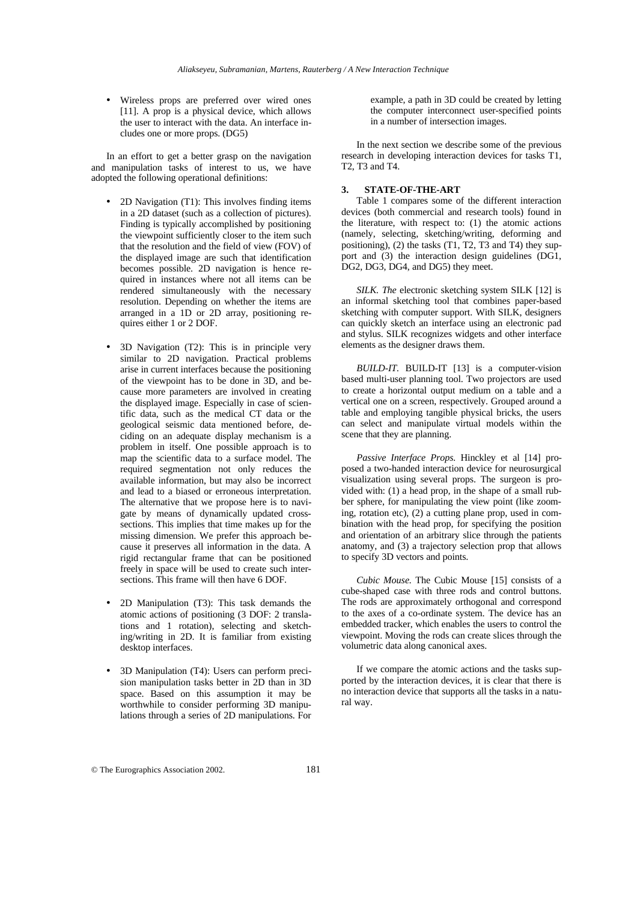- Wireless props are preferred over wired ones [11]. A prop is a physical device, which allows the user to interact with the data. An interface includes one or more props. (DG5)

In an effort to get a better grasp on the navigation and manipulation tasks of interest to us, we have adopted the following operational definitions:

- 2D Navigation (T1): This involves finding items in a 2D dataset (such as a collection of pictures). Finding is typically accomplished by positioning the viewpoint sufficiently closer to the item such that the resolution and the field of view (FOV) of the displayed image are such that identification becomes possible. 2D navigation is hence required in instances where not all items can be rendered simultaneously with the necessary resolution. Depending on whether the items are arranged in a 1D or 2D array, positioning requires either 1 or 2 DOF.

- 3D Navigation (T2): This is in principle very similar to 2D navigation. Practical problems arise in current interfaces because the positioning of the viewpoint has to be done in 3D, and because more parameters are involved in creating the displayed image. Especially in case of scientific data, such as the medical CT data or the geological seismic data mentioned before, deciding on an adequate display mechanism is a problem in itself. One possible approach is to map the scientific data to a surface model. The required segmentation not only reduces the available information, but may also be incorrect and lead to a biased or erroneous interpretation. The alternative that we propose here is to navigate by means of dynamically updated cross-sections. This implies that time makes up for the missing dimension. We prefer this approach because it preserves all information in the data. A rigid rectangular frame that can be positioned freely in space will be used to create such intersections. This frame will then have 6 DOF.

- 2D Manipulation (T3): This task demands the atomic actions of positioning (3 DOF: 2 translations and 1 rotation), selecting and sketching/writing in 2D. It is familiar from existing desktop interfaces.

- 3D Manipulation (T4): Users can perform precision manipulation tasks better in 2D than in 3D space. Based on this assumption it may be worthwhile to consider performing 3D manipulations through a series of 2D manipulations. For example, a path in 3D could be created by letting the computer interconnect user-specified points in a number of intersection images.

In the next section we describe some of the previous research in developing interaction devices for tasks T1, T2, T3 and T4.

## 3. STATE-OF-THE-ART

Table 1 compares some of the different interaction devices (both commercial and research tools) found in the literature, with respect to: (1) the atomic actions (namely, selecting, sketching/writing, deforming and positioning), (2) the tasks (T1, T2, T3 and T4) they support and (3) the interaction design guidelines (DG1, DG2, DG3, DG4, and DG5) they meet.

*SILK. The* electronic sketching system SILK [12] is an informal sketching tool that combines paper-based sketching with computer support. With SILK, designers can quickly sketch an interface using an electronic pad and stylus. SILK recognizes widgets and other interface elements as the designer draws them.

*BUILD-IT.* BUILD-IT [13] is a computer-vision based multi-user planning tool. Two projectors are used to create a horizontal output medium on a table and a vertical one on a screen, respectively. Grouped around a table and employing tangible physical bricks, the users can select and manipulate virtual models within the scene that they are planning.

*Passive Interface Props.* Hinckley et al [14] proposed a two-handed interaction device for neurosurgical visualization using several props. The surgeon is provided with: (1) a head prop, in the shape of a small rubber sphere, for manipulating the view point (like zooming, rotation etc), (2) a cutting plane prop, used in combination with the head prop, for specifying the position and orientation of an arbitrary slice through the patients anatomy, and (3) a trajectory selection prop that allows to specify 3D vectors and points.

*Cubic Mouse.* The Cubic Mouse [15] consists of a cube-shaped case with three rods and control buttons. The rods are approximately orthogonal and correspond to the axes of a co-ordinate system. The device has an embedded tracker, which enables the users to control the viewpoint. Moving the rods can create slices through the volumetric data along canonical axes.

If we compare the atomic actions and the tasks supported by the interaction devices, it is clear that there is no interaction device that supports all the tasks in a natural way.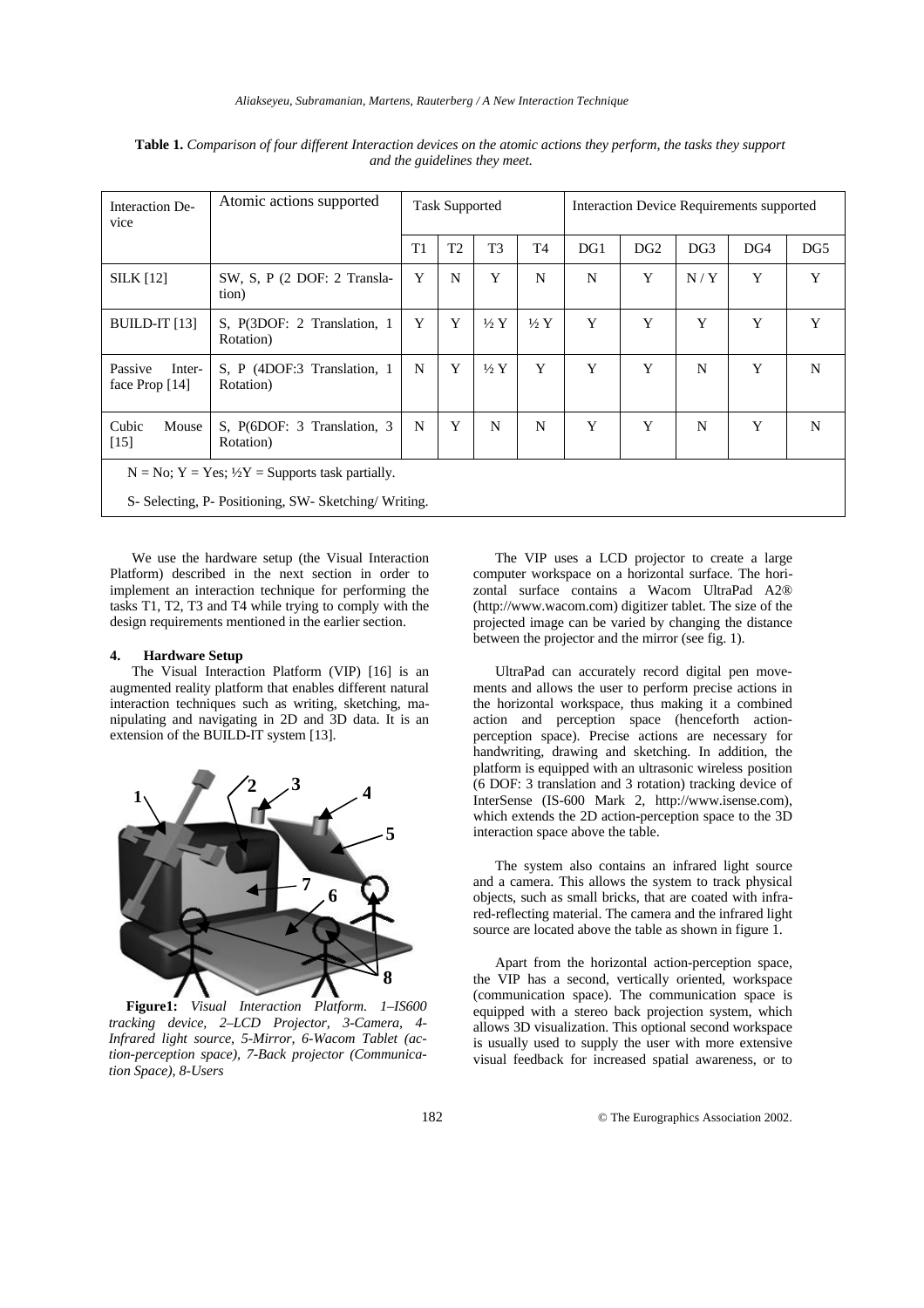**Table 1.** *Comparison of four different Interaction devices on the atomic actions they perform, the tasks they support and the guidelines they meet.*

| Interaction Device | Atomic actions supported | Task Supported | | | | Interaction Device Requirements supported | | | | |
|---|---|---|---|---|---|---|---|---|---|---|
| | | T1 | T2 | T3 | T4 | DG1 | DG2 | DG3 | DG4 | DG5 |
| SILK [12] | SW, S, P (2 DOF: 2 Translation) | Y | N | Y | N | N | Y | N / Y | Y | Y |
| BUILD-IT [13] | S, P(3DOF: 2 Translation, 1 Rotation) | Y | Y | ½ Y | ½ Y | Y | Y | Y | Y | Y |
| Passive Interface Prop [14] | S, P (4DOF:3 Translation, 1 Rotation) | N | Y | ½ Y | Y | Y | Y | N | Y | N |
| Cubic Mouse [15] | S, P(6DOF: 3 Translation, 3 Rotation) | N | Y | N | N | Y | Y | N | Y | N |

N = No; Y = Yes; ½Y = Supports task partially.

S- Selecting, P- Positioning, SW- Sketching/ Writing.

We use the hardware setup (the Visual Interaction Platform) described in the next section in order to implement an interaction technique for performing the tasks T1, T2, T3 and T4 while trying to comply with the design requirements mentioned in the earlier section.

## 4. Hardware Setup

The Visual Interaction Platform (VIP) [16] is an augmented reality platform that enables different natural interaction techniques such as writing, sketching, manipulating and navigating in 2D and 3D data. It is an extension of the BUILD-IT system [13].

**Figure1:** *Visual Interaction Platform. 1–IS600 tracking device, 2–LCD Projector, 3-Camera, 4-Infrared light source, 5-Mirror, 6-Wacom Tablet (action-perception space), 7-Back projector (Communication Space), 8-Users*

The VIP uses a LCD projector to create a large computer workspace on a horizontal surface. The horizontal surface contains a Wacom UltraPad A2® (http://www.wacom.com) digitizer tablet. The size of the projected image can be varied by changing the distance between the projector and the mirror (see fig. 1).

UltraPad can accurately record digital pen movements and allows the user to perform precise actions in the horizontal workspace, thus making it a combined action and perception space (henceforth action-perception space). Precise actions are necessary for handwriting, drawing and sketching. In addition, the platform is equipped with an ultrasonic wireless position (6 DOF: 3 translation and 3 rotation) tracking device of InterSense (IS-600 Mark 2, http://www.isense.com), which extends the 2D action-perception space to the 3D interaction space above the table.

The system also contains an infrared light source and a camera. This allows the system to track physical objects, such as small bricks, that are coated with infrared-reflecting material. The camera and the infrared light source are located above the table as shown in figure 1.

Apart from the horizontal action-perception space, the VIP has a second, vertically oriented, workspace (communication space). The communication space is equipped with a stereo back projection system, which allows 3D visualization. This optional second workspace is usually used to supply the user with more extensive visual feedback for increased spatial awareness, or to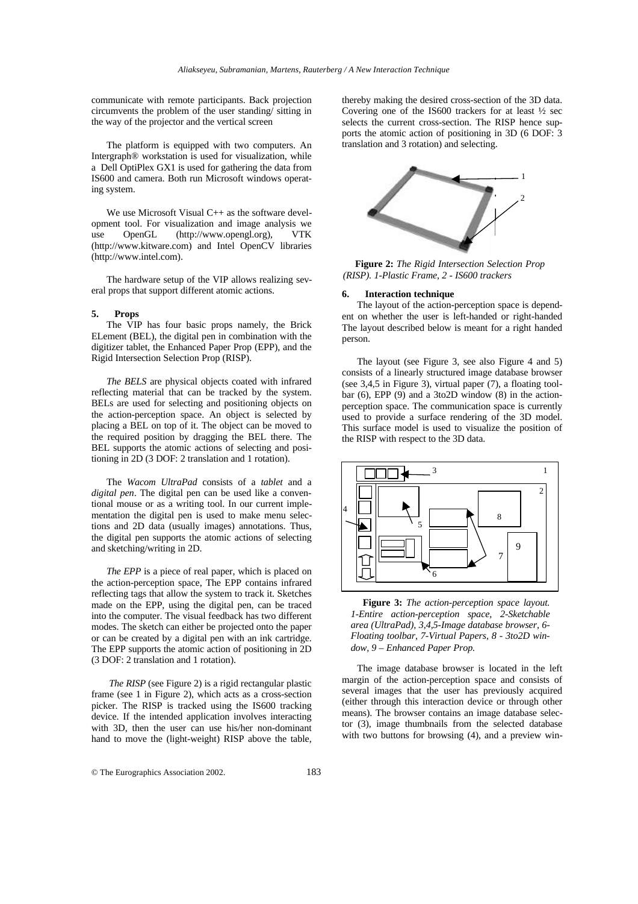communicate with remote participants. Back projection circumvents the problem of the user standing/ sitting in the way of the projector and the vertical screen

The platform is equipped with two computers. An Intergraph® workstation is used for visualization, while a Dell OptiPlex GX1 is used for gathering the data from IS600 and camera. Both run Microsoft windows operating system.

We use Microsoft Visual C++ as the software development tool. For visualization and image analysis we use OpenGL (http://www.opengl.org), VTK (http://www.kitware.com) and Intel OpenCV libraries (http://www.intel.com).

The hardware setup of the VIP allows realizing several props that support different atomic actions.

## 5. Props

The VIP has four basic props namely, the Brick ELement (BEL), the digital pen in combination with the digitizer tablet, the Enhanced Paper Prop (EPP), and the Rigid Intersection Selection Prop (RISP).

*The BELS* are physical objects coated with infrared reflecting material that can be tracked by the system. BELs are used for selecting and positioning objects on the action-perception space. An object is selected by placing a BEL on top of it. The object can be moved to the required position by dragging the BEL there. The BEL supports the atomic actions of selecting and positioning in 2D (3 DOF: 2 translation and 1 rotation).

The *Wacom UltraPad* consists of a *tablet* and a *digital pen*. The digital pen can be used like a conventional mouse or as a writing tool. In our current implementation the digital pen is used to make menu selections and 2D data (usually images) annotations. Thus, the digital pen supports the atomic actions of selecting and sketching/writing in 2D.

*The EPP* is a piece of real paper, which is placed on the action-perception space, The EPP contains infrared reflecting tags that allow the system to track it. Sketches made on the EPP, using the digital pen, can be traced into the computer. The visual feedback has two different modes. The sketch can either be projected onto the paper or can be created by a digital pen with an ink cartridge. The EPP supports the atomic action of positioning in 2D (3 DOF: 2 translation and 1 rotation).

*The RISP* (see Figure 2) is a rigid rectangular plastic frame (see 1 in Figure 2), which acts as a cross-section picker. The RISP is tracked using the IS600 tracking device. If the intended application involves interacting with 3D, then the user can use his/her non-dominant hand to move the (light-weight) RISP above the table, thereby making the desired cross-section of the 3D data. Covering one of the IS600 trackers for at least ½ sec selects the current cross-section. The RISP hence supports the atomic action of positioning in 3D (6 DOF: 3 translation and 3 rotation) and selecting.

**Figure 2:** *The Rigid Intersection Selection Prop (RISP). 1-Plastic Frame, 2 - IS600 trackers*

## 6. Interaction technique

The layout of the action-perception space is dependent on whether the user is left-handed or right-handed The layout described below is meant for a right handed person.

The layout (see Figure 3, see also Figure 4 and 5) consists of a linearly structured image database browser (see 3,4,5 in Figure 3), virtual paper (7), a floating toolbar (6), EPP (9) and a 3to2D window (8) in the action-perception space. The communication space is currently used to provide a surface rendering of the 3D model. This surface model is used to visualize the position of the RISP with respect to the 3D data.

**Figure 3:** *The action-perception space layout. 1-Entire action-perception space, 2-Sketchable area (UltraPad), 3,4,5-Image database browser, 6-Floating toolbar, 7-Virtual Papers, 8 - 3to2D window, 9 – Enhanced Paper Prop.*

The image database browser is located in the left margin of the action-perception space and consists of several images that the user has previously acquired (either through this interaction device or through other means). The browser contains an image database selector (3), image thumbnails from the selected database with two buttons for browsing (4), and a preview win-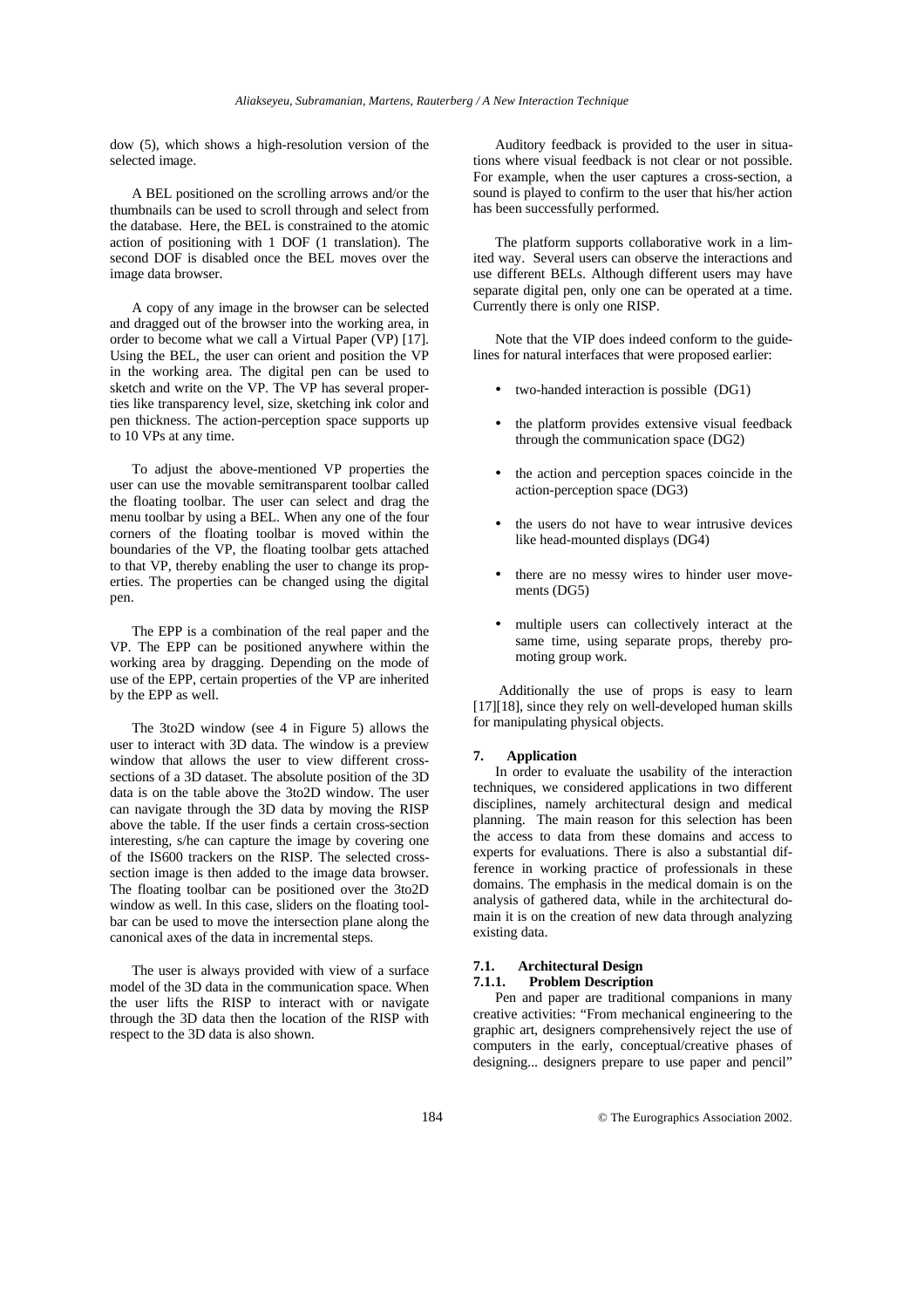dow (5), which shows a high-resolution version of the selected image.

A BEL positioned on the scrolling arrows and/or the thumbnails can be used to scroll through and select from the database. Here, the BEL is constrained to the atomic action of positioning with 1 DOF (1 translation). The second DOF is disabled once the BEL moves over the image data browser.

A copy of any image in the browser can be selected and dragged out of the browser into the working area, in order to become what we call a Virtual Paper (VP) [17]. Using the BEL, the user can orient and position the VP in the working area. The digital pen can be used to sketch and write on the VP. The VP has several properties like transparency level, size, sketching ink color and pen thickness. The action-perception space supports up to 10 VPs at any time.

To adjust the above-mentioned VP properties the user can use the movable semitransparent toolbar called the floating toolbar. The user can select and drag the menu toolbar by using a BEL. When any one of the four corners of the floating toolbar is moved within the boundaries of the VP, the floating toolbar gets attached to that VP, thereby enabling the user to change its properties. The properties can be changed using the digital pen.

The EPP is a combination of the real paper and the VP. The EPP can be positioned anywhere within the working area by dragging. Depending on the mode of use of the EPP, certain properties of the VP are inherited by the EPP as well.

The 3to2D window (see 4 in Figure 5) allows the user to interact with 3D data. The window is a preview window that allows the user to view different cross-sections of a 3D dataset. The absolute position of the 3D data is on the table above the 3to2D window. The user can navigate through the 3D data by moving the RISP above the table. If the user finds a certain cross-section interesting, s/he can capture the image by covering one of the IS600 trackers on the RISP. The selected cross-section image is then added to the image data browser. The floating toolbar can be positioned over the 3to2D window as well. In this case, sliders on the floating toolbar can be used to move the intersection plane along the canonical axes of the data in incremental steps.

The user is always provided with view of a surface model of the 3D data in the communication space. When the user lifts the RISP to interact with or navigate through the 3D data then the location of the RISP with respect to the 3D data is also shown.

Auditory feedback is provided to the user in situations where visual feedback is not clear or not possible. For example, when the user captures a cross-section, a sound is played to confirm to the user that his/her action has been successfully performed.

The platform supports collaborative work in a limited way. Several users can observe the interactions and use different BELs. Although different users may have separate digital pen, only one can be operated at a time. Currently there is only one RISP.

Note that the VIP does indeed conform to the guidelines for natural interfaces that were proposed earlier:

- two-handed interaction is possible (DG1)
- the platform provides extensive visual feedback through the communication space (DG2)
- the action and perception spaces coincide in the action-perception space (DG3)
- the users do not have to wear intrusive devices like head-mounted displays (DG4)
- there are no messy wires to hinder user movements (DG5)
- multiple users can collectively interact at the same time, using separate props, thereby promoting group work.

Additionally the use of props is easy to learn [17][18], since they rely on well-developed human skills for manipulating physical objects.

## 7. Application

In order to evaluate the usability of the interaction techniques, we considered applications in two different disciplines, namely architectural design and medical planning. The main reason for this selection has been the access to data from these domains and access to experts for evaluations. There is also a substantial difference in working practice of professionals in these domains. The emphasis in the medical domain is on the analysis of gathered data, while in the architectural domain it is on the creation of new data through analyzing existing data.

### 7.1. Architectural Design

#### 7.1.1. Problem Description

Pen and paper are traditional companions in many creative activities: "From mechanical engineering to the graphic art, designers comprehensively reject the use of computers in the early, conceptual/creative phases of designing... designers prepare to use paper and pencil"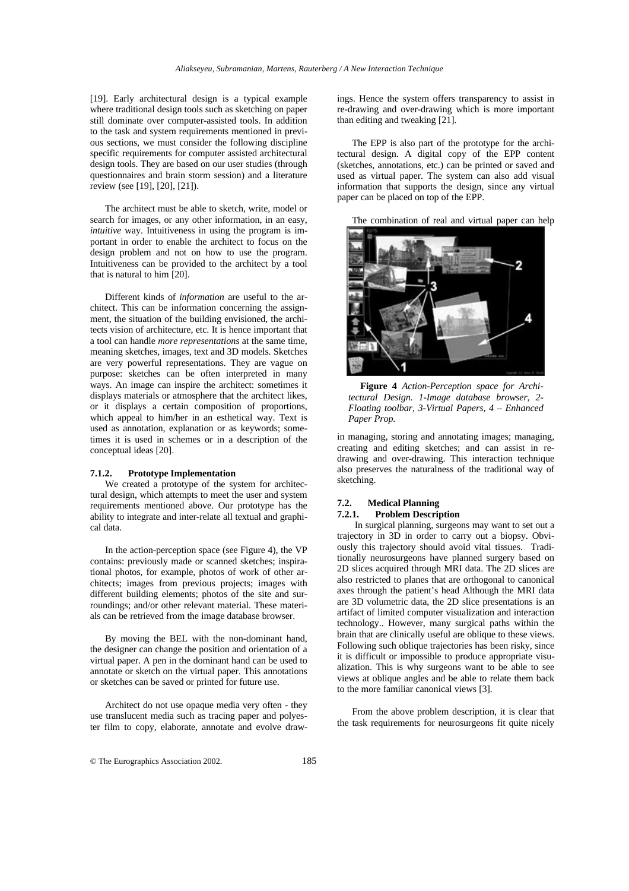[19]. Early architectural design is a typical example where traditional design tools such as sketching on paper still dominate over computer-assisted tools. In addition to the task and system requirements mentioned in previous sections, we must consider the following discipline specific requirements for computer assisted architectural design tools. They are based on our user studies (through questionnaires and brain storm session) and a literature review (see [19], [20], [21]).

The architect must be able to sketch, write, model or search for images, or any other information, in an easy, *intuitive* way. Intuitiveness in using the program is important in order to enable the architect to focus on the design problem and not on how to use the program. Intuitiveness can be provided to the architect by a tool that is natural to him [20].

Different kinds of *information* are useful to the architect. This can be information concerning the assignment, the situation of the building envisioned, the architects vision of architecture, etc. It is hence important that a tool can handle *more representations* at the same time, meaning sketches, images, text and 3D models. Sketches are very powerful representations. They are vague on purpose: sketches can be often interpreted in many ways. An image can inspire the architect: sometimes it displays materials or atmosphere that the architect likes, or it displays a certain composition of proportions, which appeal to him/her in an esthetical way. Text is used as annotation, explanation or as keywords; sometimes it is used in schemes or in a description of the conceptual ideas [20].

#### 7.1.2. Prototype Implementation

We created a prototype of the system for architectural design, which attempts to meet the user and system requirements mentioned above. Our prototype has the ability to integrate and inter-relate all textual and graphical data.

In the action-perception space (see Figure 4), the VP contains: previously made or scanned sketches; inspirational photos, for example, photos of work of other architects; images from previous projects; images with different building elements; photos of the site and surroundings; and/or other relevant material. These materials can be retrieved from the image database browser.

By moving the BEL with the non-dominant hand, the designer can change the position and orientation of a virtual paper. A pen in the dominant hand can be used to annotate or sketch on the virtual paper. This annotations or sketches can be saved or printed for future use.

Architect do not use opaque media very often - they use translucent media such as tracing paper and polyester film to copy, elaborate, annotate and evolve drawings. Hence the system offers transparency to assist in re-drawing and over-drawing which is more important than editing and tweaking [21].

The EPP is also part of the prototype for the architectural design. A digital copy of the EPP content (sketches, annotations, etc.) can be printed or saved and used as virtual paper. The system can also add visual information that supports the design, since any virtual paper can be placed on top of the EPP.

The combination of real and virtual paper can help in managing, storing and annotating images; managing, creating and editing sketches; and can assist in re-drawing and over-drawing. This interaction technique also preserves the naturalness of the traditional way of sketching.

**Figure 4** *Action-Perception space for Architectural Design. 1-Image database browser, 2-Floating toolbar, 3-Virtual Papers, 4 – Enhanced Paper Prop.*

### 7.2. Medical Planning

#### 7.2.1. Problem Description

In surgical planning, surgeons may want to set out a trajectory in 3D in order to carry out a biopsy. Obviously this trajectory should avoid vital tissues. Traditionally neurosurgeons have planned surgery based on 2D slices acquired through MRI data. The 2D slices are also restricted to planes that are orthogonal to canonical axes through the patient's head Although the MRI data are 3D volumetric data, the 2D slice presentations is an artifact of limited computer visualization and interaction technology.. However, many surgical paths within the brain that are clinically useful are oblique to these views. Following such oblique trajectories has been risky, since it is difficult or impossible to produce appropriate visualization. This is why surgeons want to be able to see views at oblique angles and be able to relate them back to the more familiar canonical views [3].

From the above problem description, it is clear that the task requirements for neurosurgeons fit quite nicely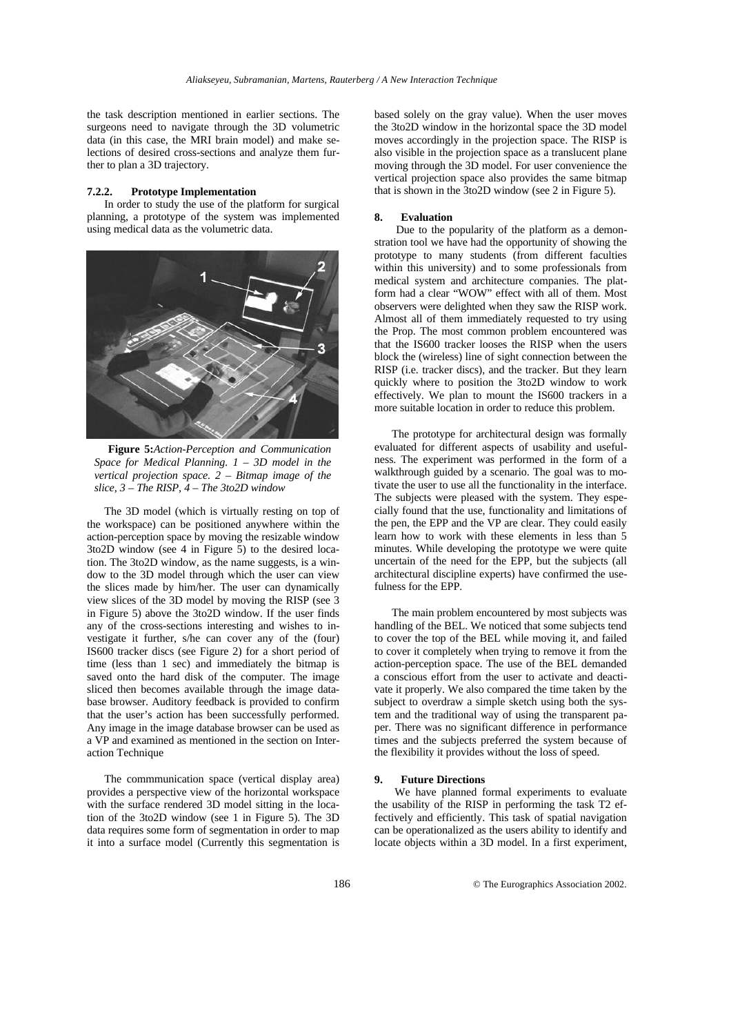the task description mentioned in earlier sections. The surgeons need to navigate through the 3D volumetric data (in this case, the MRI brain model) and make selections of desired cross-sections and analyze them further to plan a 3D trajectory.

#### 7.2.2. Prototype Implementation

In order to study the use of the platform for surgical planning, a prototype of the system was implemented using medical data as the volumetric data.

**Figure 5:** *Action-Perception and Communication Space for Medical Planning. 1 – 3D model in the vertical projection space. 2 – Bitmap image of the slice, 3 – The RISP, 4 – The 3to2D window*

The 3D model (which is virtually resting on top of the workspace) can be positioned anywhere within the action-perception space by moving the resizable window 3to2D window (see 4 in Figure 5) to the desired location. The 3to2D window, as the name suggests, is a window to the 3D model through which the user can view the slices made by him/her. The user can dynamically view slices of the 3D model by moving the RISP (see 3 in Figure 5) above the 3to2D window. If the user finds any of the cross-sections interesting and wishes to investigate it further, s/he can cover any of the (four) IS600 tracker discs (see Figure 2) for a short period of time (less than 1 sec) and immediately the bitmap is saved onto the hard disk of the computer. The image sliced then becomes available through the image database browser. Auditory feedback is provided to confirm that the user's action has been successfully performed. Any image in the image database browser can be used as a VP and examined as mentioned in the section on Interaction Technique

The commmunication space (vertical display area) provides a perspective view of the horizontal workspace with the surface rendered 3D model sitting in the location of the 3to2D window (see 1 in Figure 5). The 3D data requires some form of segmentation in order to map it into a surface model (Currently this segmentation is based solely on the gray value). When the user moves the 3to2D window in the horizontal space the 3D model moves accordingly in the projection space. The RISP is also visible in the projection space as a translucent plane moving through the 3D model. For user convenience the vertical projection space also provides the same bitmap that is shown in the 3to2D window (see 2 in Figure 5).

## 8. Evaluation

Due to the popularity of the platform as a demonstration tool we have had the opportunity of showing the prototype to many students (from different faculties within this university) and to some professionals from medical system and architecture companies. The platform had a clear "WOW" effect with all of them. Most observers were delighted when they saw the RISP work. Almost all of them immediately requested to try using the Prop. The most common problem encountered was that the IS600 tracker looses the RISP when the users block the (wireless) line of sight connection between the RISP (i.e. tracker discs), and the tracker. But they learn quickly where to position the 3to2D window to work effectively. We plan to mount the IS600 trackers in a more suitable location in order to reduce this problem.

The prototype for architectural design was formally evaluated for different aspects of usability and usefulness. The experiment was performed in the form of a walkthrough guided by a scenario. The goal was to motivate the user to use all the functionality in the interface. The subjects were pleased with the system. They especially found that the use, functionality and limitations of the pen, the EPP and the VP are clear. They could easily learn how to work with these elements in less than 5 minutes. While developing the prototype we were quite uncertain of the need for the EPP, but the subjects (all architectural discipline experts) have confirmed the usefulness for the EPP.

The main problem encountered by most subjects was handling of the BEL. We noticed that some subjects tend to cover the top of the BEL while moving it, and failed to cover it completely when trying to remove it from the action-perception space. The use of the BEL demanded a conscious effort from the user to activate and deactivate it properly. We also compared the time taken by the subject to overdraw a simple sketch using both the system and the traditional way of using the transparent paper. There was no significant difference in performance times and the subjects preferred the system because of the flexibility it provides without the loss of speed.

## 9. Future Directions

We have planned formal experiments to evaluate the usability of the RISP in performing the task T2 effectively and efficiently. This task of spatial navigation can be operationalized as the users ability to identify and locate objects within a 3D model. In a first experiment,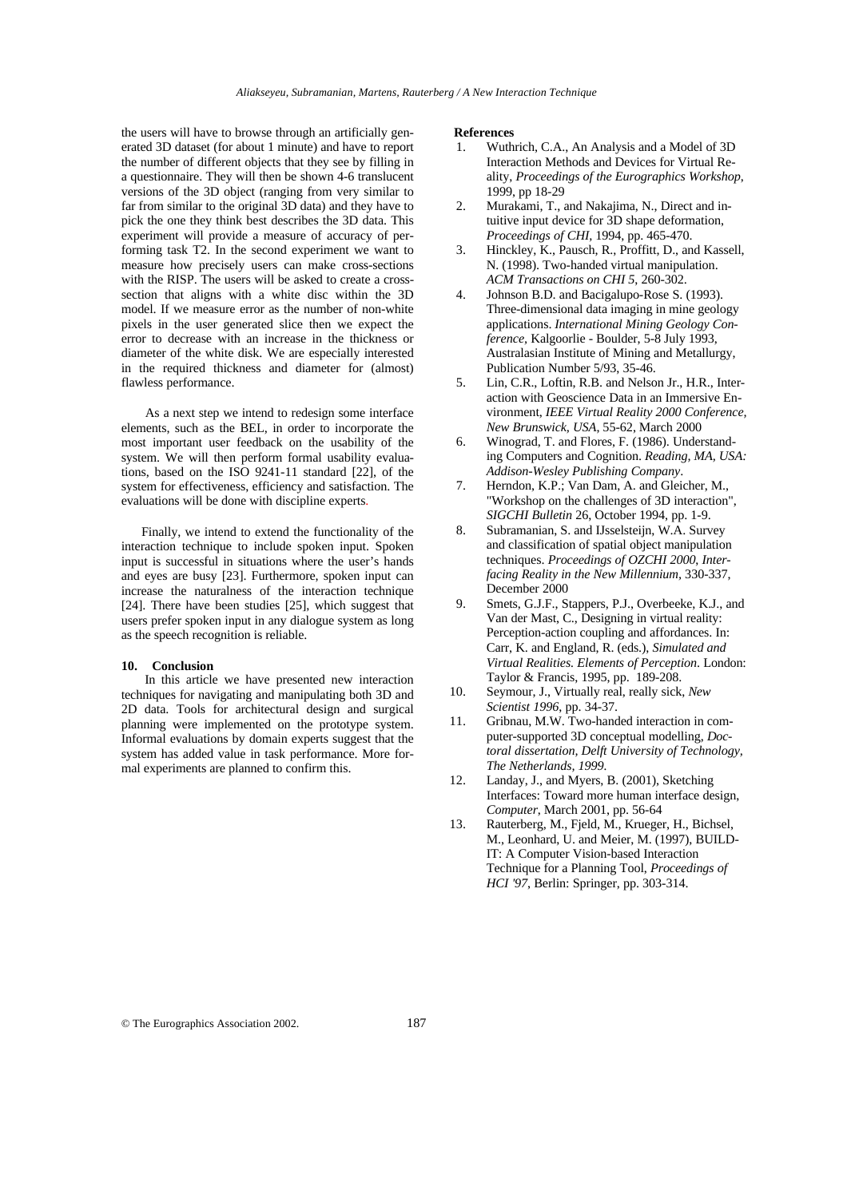the users will have to browse through an artificially generated 3D dataset (for about 1 minute) and have to report the number of different objects that they see by filling in a questionnaire. They will then be shown 4-6 translucent versions of the 3D object (ranging from very similar to far from similar to the original 3D data) and they have to pick the one they think best describes the 3D data. This experiment will provide a measure of accuracy of performing task T2. In the second experiment we want to measure how precisely users can make cross-sections with the RISP. The users will be asked to create a cross-section that aligns with a white disc within the 3D model. If we measure error as the number of non-white pixels in the user generated slice then we expect the error to decrease with an increase in the thickness or diameter of the white disk. We are especially interested in the required thickness and diameter for (almost) flawless performance.

As a next step we intend to redesign some interface elements, such as the BEL, in order to incorporate the most important user feedback on the usability of the system. We will then perform formal usability evaluations, based on the ISO 9241-11 standard [22], of the system for effectiveness, efficiency and satisfaction. The evaluations will be done with discipline experts.

Finally, we intend to extend the functionality of the interaction technique to include spoken input. Spoken input is successful in situations where the user's hands and eyes are busy [23]. Furthermore, spoken input can increase the naturalness of the interaction technique [24]. There have been studies [25], which suggest that users prefer spoken input in any dialogue system as long as the speech recognition is reliable.

## 10. Conclusion

In this article we have presented new interaction techniques for navigating and manipulating both 3D and 2D data. Tools for architectural design and surgical planning were implemented on the prototype system. Informal evaluations by domain experts suggest that the system has added value in task performance. More formal experiments are planned to confirm this.

## References

1. Wuthrich, C.A., An Analysis and a Model of 3D Interaction Methods and Devices for Virtual Reality, *Proceedings of the Eurographics Workshop*, 1999, pp 18-29
2. Murakami, T., and Nakajima, N., Direct and intuitive input device for 3D shape deformation, *Proceedings of CHI*, 1994, pp. 465-470.
3. Hinckley, K., Pausch, R., Proffitt, D., and Kassell, N. (1998). Two-handed virtual manipulation. *ACM Transactions on CHI 5*, 260-302.
4. Johnson B.D. and Bacigalupo-Rose S. (1993). Three-dimensional data imaging in mine geology applications. *International Mining Geology Conference*, Kalgoorlie - Boulder, 5-8 July 1993, Australasian Institute of Mining and Metallurgy, Publication Number 5/93, 35-46.
5. Lin, C.R., Loftin, R.B. and Nelson Jr., H.R., Interaction with Geoscience Data in an Immersive Environment, *IEEE Virtual Reality 2000 Conference, New Brunswick, USA*, 55-62, March 2000
6. Winograd, T. and Flores, F. (1986). Understanding Computers and Cognition. *Reading, MA, USA: Addison-Wesley Publishing Company*.
7. Herndon, K.P.; Van Dam, A. and Gleicher, M., "Workshop on the challenges of 3D interaction", *SIGCHI Bulletin* 26, October 1994, pp. 1-9.
8. Subramanian, S. and IJsselsteijn, W.A. Survey and classification of spatial object manipulation techniques. *Proceedings of OZCHI 2000, Interfacing Reality in the New Millennium*, 330-337, December 2000
9. Smets, G.J.F., Stappers, P.J., Overbeeke, K.J., and Van der Mast, C., Designing in virtual reality: Perception-action coupling and affordances. In: Carr, K. and England, R. (eds.), *Simulated and Virtual Realities. Elements of Perception*. London: Taylor & Francis, 1995, pp. 189-208.
10. Seymour, J., Virtually real, really sick, *New Scientist 1996*, pp. 34-37.
11. Gribnau, M.W. Two-handed interaction in computer-supported 3D conceptual modelling, *Doctoral dissertation, Delft University of Technology, The Netherlands, 1999.*
12. Landay, J., and Myers, B. (2001), Sketching Interfaces: Toward more human interface design, *Computer*, March 2001, pp. 56-64
13. Rauterberg, M., Fjeld, M., Krueger, H., Bichsel, M., Leonhard, U. and Meier, M. (1997), BUILD-IT: A Computer Vision-based Interaction Technique for a Planning Tool, *Proceedings of HCI '97*, Berlin: Springer, pp. 303-314.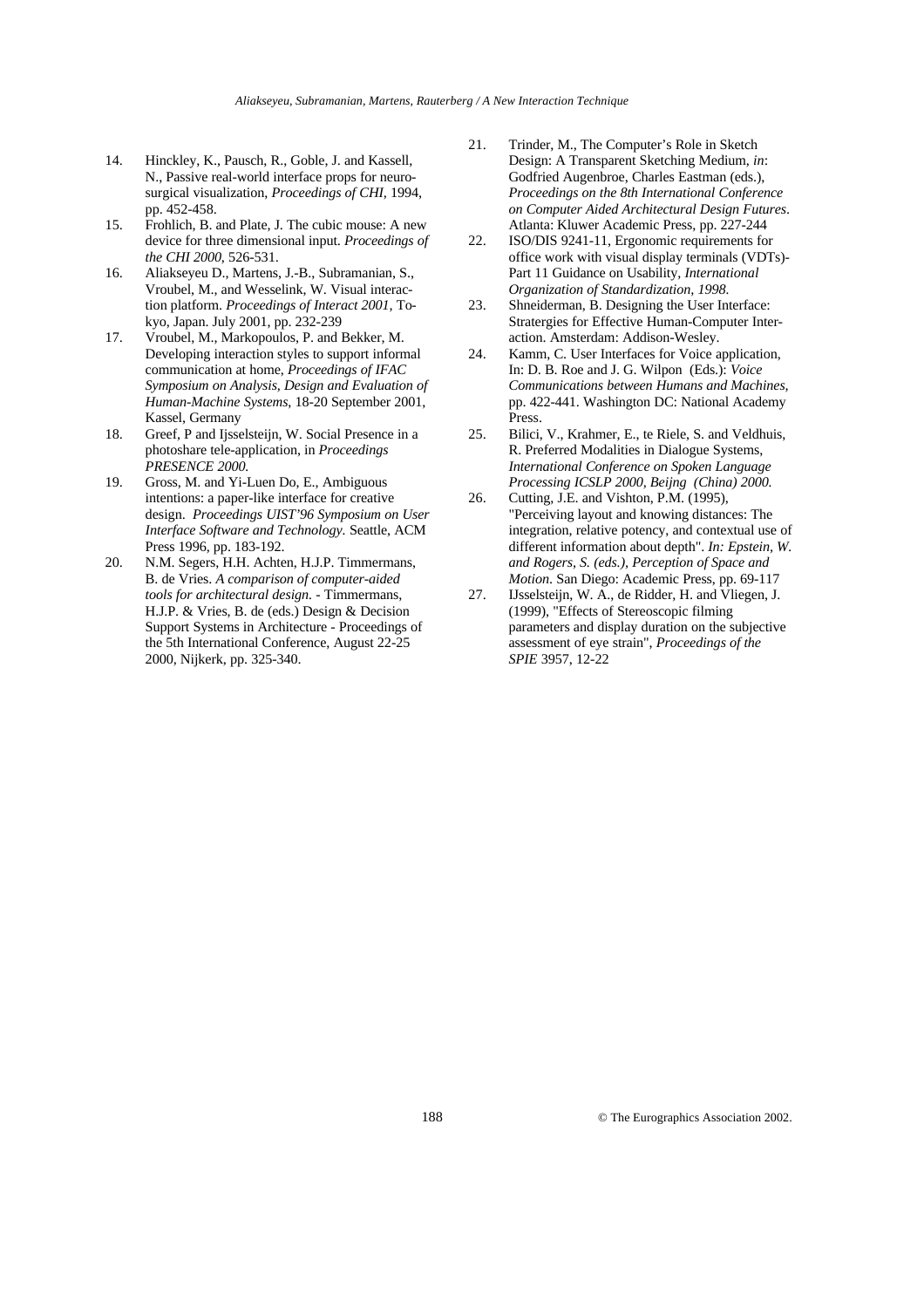14. Hinckley, K., Pausch, R., Goble, J. and Kassell, N., Passive real-world interface props for neurosurgical visualization, *Proceedings of CHI*, 1994, pp. 452-458.
15. Frohlich, B. and Plate, J. The cubic mouse: A new device for three dimensional input. *Proceedings of the CHI 2000*, 526-531.
16. Aliakseyeu D., Martens, J.-B., Subramanian, S., Vroubel, M., and Wesselink, W. Visual interaction platform. *Proceedings of Interact 2001*, Tokyo, Japan. July 2001, pp. 232-239
17. Vroubel, M., Markopoulos, P. and Bekker, M. Developing interaction styles to support informal communication at home, *Proceedings of IFAC Symposium on Analysis, Design and Evaluation of Human-Machine Systems*, 18-20 September 2001, Kassel, Germany
18. Greef, P and Ijsselsteijn, W. Social Presence in a photoshare tele-application, in *Proceedings PRESENCE 2000.*
19. Gross, M. and Yi-Luen Do, E., Ambiguous intentions: a paper-like interface for creative design. *Proceedings UIST'96 Symposium on User Interface Software and Technology.* Seattle, ACM Press 1996, pp. 183-192.
20. N.M. Segers, H.H. Achten, H.J.P. Timmermans, B. de Vries. *A comparison of computer-aided tools for architectural design.* - Timmermans, H.J.P. & Vries, B. de (eds.) Design & Decision Support Systems in Architecture - Proceedings of the 5th International Conference, August 22-25 2000, Nijkerk, pp. 325-340.
21. Trinder, M., The Computer's Role in Sketch Design: A Transparent Sketching Medium, *in*: Godfried Augenbroe, Charles Eastman (eds.), *Proceedings on the 8th International Conference on Computer Aided Architectural Design Futures*. Atlanta: Kluwer Academic Press, pp. 227-244
22. ISO/DIS 9241-11, Ergonomic requirements for office work with visual display terminals (VDTs)-Part 11 Guidance on Usability, *International Organization of Standardization, 1998.*
23. Shneiderman, B. Designing the User Interface: Stratergies for Effective Human-Computer Interaction. Amsterdam: Addison-Wesley.
24. Kamm, C. User Interfaces for Voice application, In: D. B. Roe and J. G. Wilpon (Eds.): *Voice Communications between Humans and Machines,* pp. 422-441. Washington DC: National Academy Press.
25. Bilici, V., Krahmer, E., te Riele, S. and Veldhuis, R. Preferred Modalities in Dialogue Systems, *International Conference on Spoken Language Processing ICSLP 2000, Beijng (China) 2000.*
26. Cutting, J.E. and Vishton, P.M. (1995), "Perceiving layout and knowing distances: The integration, relative potency, and contextual use of different information about depth". *In: Epstein, W. and Rogers, S. (eds.), Perception of Space and Motion*. San Diego: Academic Press, pp. 69-117
27. IJsselsteijn, W. A., de Ridder, H. and Vliegen, J. (1999), "Effects of Stereoscopic filming parameters and display duration on the subjective assessment of eye strain", *Proceedings of the SPIE* 3957, 12-22